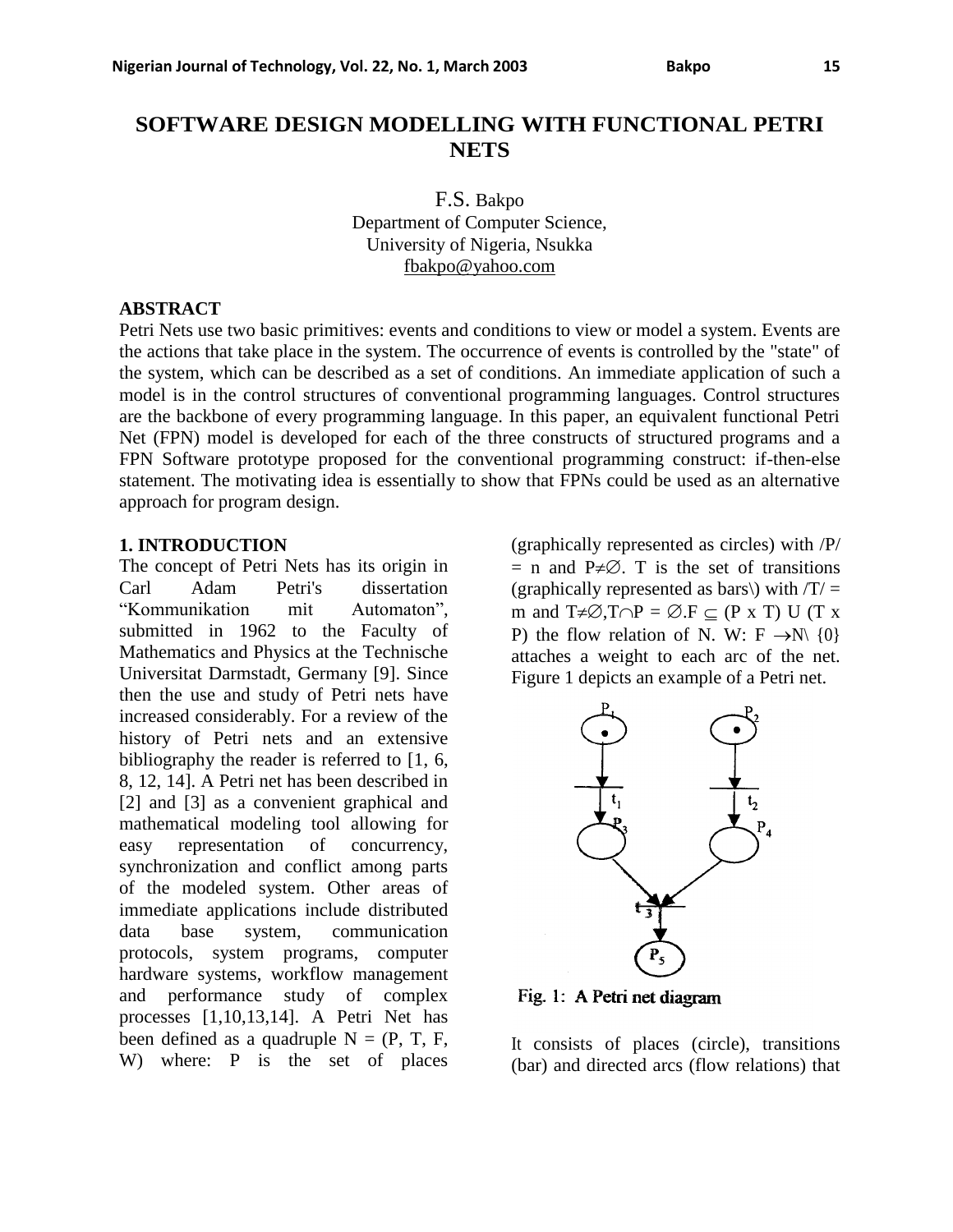# SOFTWARE DESIGN MODELLING WITH FUNCTIONAL PETRI NETS

F.S. Bakpo
Department of Computer Science,
University of Nigeria, Nsukka
fbakpo@yahoo.com

## ABSTRACT

Petri Nets use two basic primitives: events and conditions to view or model a system. Events are the actions that take place in the system. The occurrence of events is controlled by the "state" of the system, which can be described as a set of conditions. An immediate application of such a model is in the control structures of conventional programming languages. Control structures are the backbone of every programming language. In this paper, an equivalent functional Petri Net (FPN) model is developed for each of the three constructs of structured programs and a FPN Software prototype proposed for the conventional programming construct: if-then-else statement. The motivating idea is essentially to show that FPNs could be used as an alternative approach for program design.

## 1. INTRODUCTION

The concept of Petri Nets has its origin in Carl Adam Petri's dissertation "Kommunikation mit Automaton", submitted in 1962 to the Faculty of Mathematics and Physics at the Technische Universitat Darmstadt, Germany [9]. Since then the use and study of Petri nets have increased considerably. For a review of the history of Petri nets and an extensive bibliography the reader is referred to [1, 6, 8, 12, 14]. A Petri net has been described in [2] and [3] as a convenient graphical and mathematical modeling tool allowing for easy representation of concurrency, synchronization and conflict among parts of the modeled system. Other areas of immediate applications include distributed data base system, communication protocols, system programs, computer hardware systems, workflow management and performance study of complex processes [1,10,13,14]. A Petri Net has been defined as a quadruple $N = (P, T, F, W)$ where: P is the set of places (graphically represented as circles) with $/P/ = n$ and $P \neq \emptyset$. T is the set of transitions (graphically represented as bars\) with $/T/ = m$ and $T \neq \emptyset, T \cap P = \emptyset$. $F \subseteq (P \times T) \cup (T \times P)$ the flow relation of N. $W: F \rightarrow N \setminus \{0\}$ attaches a weight to each arc of the net. Figure 1 depicts an example of a Petri net.

Fig. 1: A Petri net diagram

It consists of places (circle), transitions (bar) and directed arcs (flow relations) that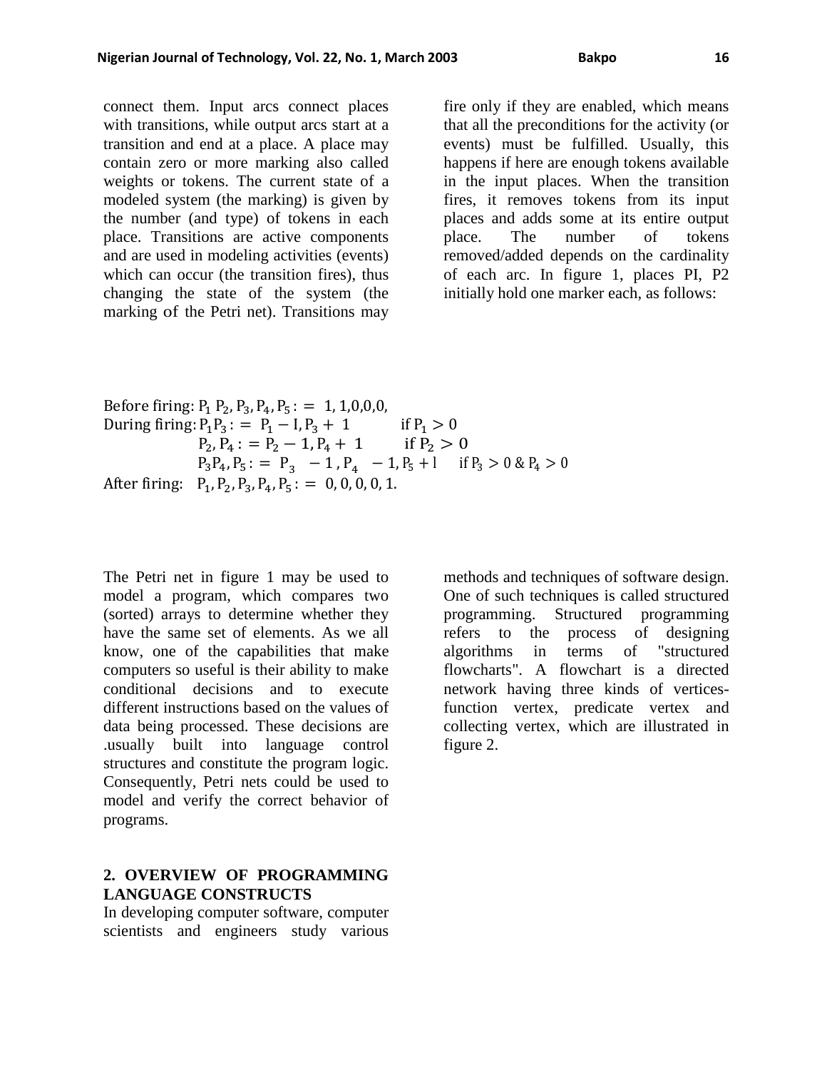connect them. Input arcs connect places with transitions, while output arcs start at a transition and end at a place. A place may contain zero or more marking also called weights or tokens. The current state of a modeled system (the marking) is given by the number (and type) of tokens in each place. Transitions are active components and are used in modeling activities (events) which can occur (the transition fires), thus changing the state of the system (the marking of the Petri net). Transitions may fire only if they are enabled, which means that all the preconditions for the activity (or events) must be fulfilled. Usually, this happens if here are enough tokens available in the input places. When the transition fires, it removes tokens from its input places and adds some at its entire output place. The number of tokens removed/added depends on the cardinality of each arc. In figure 1, places PI, P2 initially hold one marker each, as follows:

Before firing: $P_1\ P_2, P_3, P_4, P_5 := 1, 1,0,0,0,$

During firing: $P_1 P_3 := P_1 - I, P_3 + 1 \quad$ if $P_1 > 0$

$P_2, P_4 := P_2 - 1, P_4 + 1 \quad$ if $P_2 > 0$

$P_3 P_4, P_5 := P_3 - 1, P_4 - 1, P_5 + l \quad$ if $P_3 > 0\ \&\ P_4 > 0$

After firing: $P_1, P_2, P_3, P_4, P_5 := 0, 0, 0, 0, 1.$

The Petri net in figure 1 may be used to model a program, which compares two (sorted) arrays to determine whether they have the same set of elements. As we all know, one of the capabilities that make computers so useful is their ability to make conditional decisions and to execute different instructions based on the values of data being processed. These decisions are .usually built into language control structures and constitute the program logic. Consequently, Petri nets could be used to model and verify the correct behavior of programs.

## 2. OVERVIEW OF PROGRAMMING LANGUAGE CONSTRUCTS

In developing computer software, computer scientists and engineers study various methods and techniques of software design. One of such techniques is called structured programming. Structured programming refers to the process of designing algorithms in terms of "structured flowcharts". A flowchart is a directed network having three kinds of vertices- function vertex, predicate vertex and collecting vertex, which are illustrated in figure 2.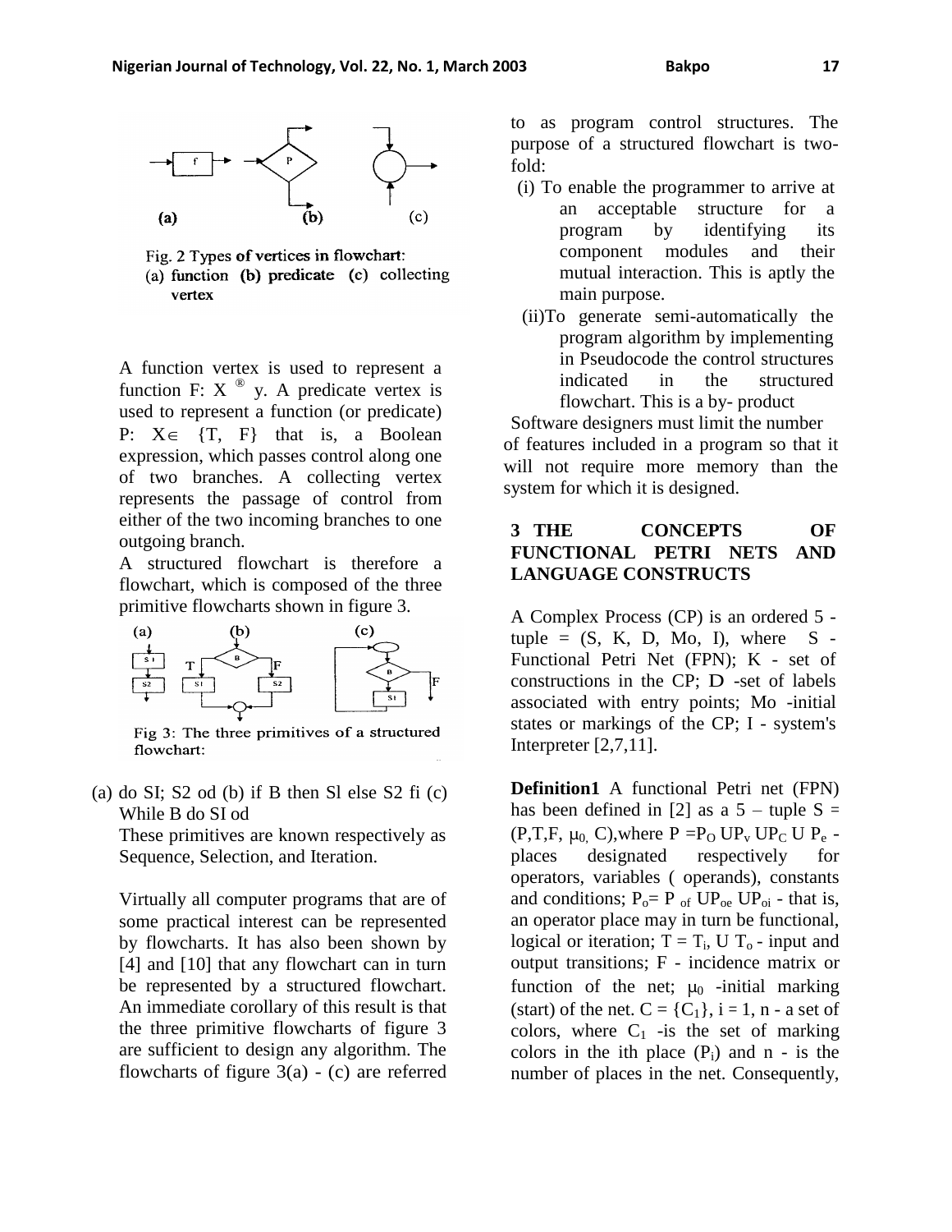Fig. 2 Types of vertices in flowchart: (a) function (b) predicate (c) collecting vertex

A function vertex is used to represent a function F: X ® y. A predicate vertex is used to represent a function (or predicate) P: X$\in$ {T, F} that is, a Boolean expression, which passes control along one of two branches. A collecting vertex represents the passage of control from either of the two incoming branches to one outgoing branch.

A structured flowchart is therefore a flowchart, which is composed of the three primitive flowcharts shown in figure 3.

Fig 3: The three primitives of a structured flowchart:

(a) do SI; S2 od (b) if B then Sl else S2 fi (c) While B do SI od

These primitives are known respectively as Sequence, Selection, and Iteration.

Virtually all computer programs that are of some practical interest can be represented by flowcharts. It has also been shown by [4] and [10] that any flowchart can in turn be represented by a structured flowchart. An immediate corollary of this result is that the three primitive flowcharts of figure 3 are sufficient to design any algorithm. The flowcharts of figure 3(a) - (c) are referred to as program control structures. The purpose of a structured flowchart is two-fold:

(i) To enable the programmer to arrive at an acceptable structure for a program by identifying its component modules and their mutual interaction. This is aptly the main purpose.

(ii) To generate semi-automatically the program algorithm by implementing in Pseudocode the control structures indicated in the structured flowchart. This is a by- product

Software designers must limit the number of features included in a program so that it will not require more memory than the system for which it is designed.

## 3 THE CONCEPTS OF FUNCTIONAL PETRI NETS AND LANGUAGE CONSTRUCTS

A Complex Process (CP) is an ordered 5 - tuple = (S, K, D, Mo, I), where S - Functional Petri Net (FPN); K - set of constructions in the CP; D -set of labels associated with entry points; Mo -initial states or markings of the CP; I - system's Interpreter [2,7,11].

**Definition1** A functional Petri net (FPN) has been defined in [2] as a 5 – tuple S = (P,T,F, $\mu_0$, C),where P =$P_O$ U$P_v$ U$P_C$ U $P_e$ - places designated respectively for operators, variables ( operands), constants and conditions; $P_o$= $P_{of}$ U$P_{oe}$ U$P_{oi}$ - that is, an operator place may in turn be functional, logical or iteration; T = $T_i$, U $T_o$ - input and output transitions; F - incidence matrix or function of the net; $\mu_0$ -initial marking (start) of the net. C = {$C_1$}, i = 1, n - a set of colors, where $C_1$ -is the set of marking colors in the ith place ($P_i$) and n - is the number of places in the net. Consequently,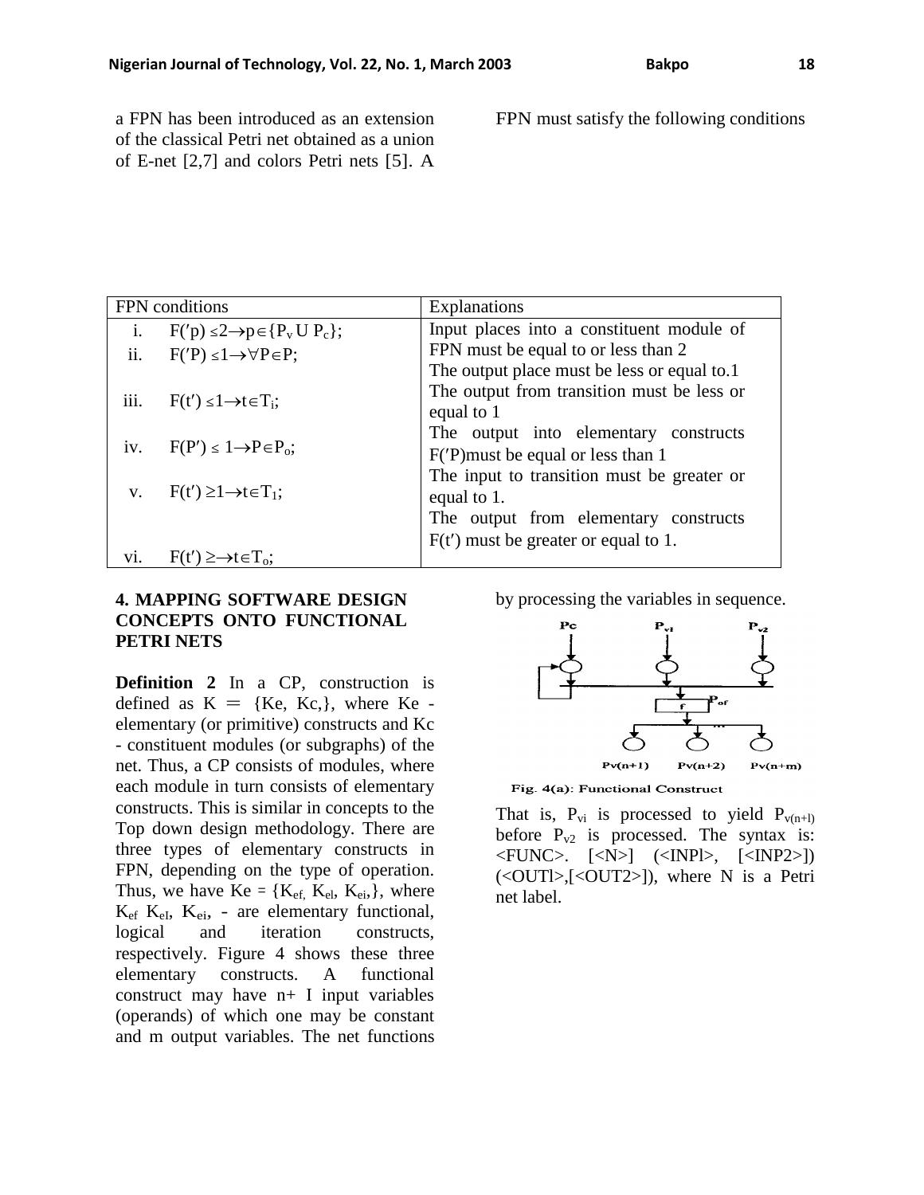a FPN has been introduced as an extension of the classical Petri net obtained as a union of E-net [2,7] and colors Petri nets [5]. A FPN must satisfy the following conditions

| FPN conditions | Explanations |
|---|---|
| i. $F('p) \leq 2 \rightarrow p \in \{P_v \cup P_c\}$; | Input places into a constituent module of FPN must be equal to or less than 2 |
| ii. $F('P) \leq 1 \rightarrow \forall P \in P$; | The output place must be less or equal to.1 |
| iii. $F(t') \leq 1 \rightarrow t \in T_i$; | The output from transition must be less or equal to 1 |
| iv. $F(P') \leq 1 \rightarrow P \in P_o$; | The output into elementary constructs $F('P)$must be equal or less than 1 |
| v. $F(t') \geq 1 \rightarrow t \in T_1$; | The input to transition must be greater or equal to 1. |
| vi. $F(t') \geq \rightarrow t \in T_o$; | The output from elementary constructs $F(t')$ must be greater or equal to 1. |

## 4. MAPPING SOFTWARE DESIGN CONCEPTS ONTO FUNCTIONAL PETRI NETS

**Definition 2** In a CP, construction is defined as K = {Ke, Kc,}, where Ke - elementary (or primitive) constructs and Kc - constituent modules (or subgraphs) of the net. Thus, a CP consists of modules, where each module in turn consists of elementary constructs. This is similar in concepts to the Top down design methodology. There are three types of elementary constructs in FPN, depending on the type of operation. Thus, we have Ke = $\{K_{ef}, K_{el}, K_{ei},\}$, where $K_{ef}$ $K_{eI}$, $K_{ei}$, - are elementary functional, logical and iteration constructs, respectively. Figure 4 shows these three elementary constructs. A functional construct may have n+ I input variables (operands) of which one may be constant and m output variables. The net functions by processing the variables in sequence.

Fig. 4(a): Functional Construct

That is, $P_{vi}$ is processed to yield $P_{v(n+l)}$ before $P_{v2}$ is processed. The syntax is: <FUNC>. [<N>] (<INPl>, [<INP2>]) (<OUTl>,[<OUT2>]), where N is a Petri net label.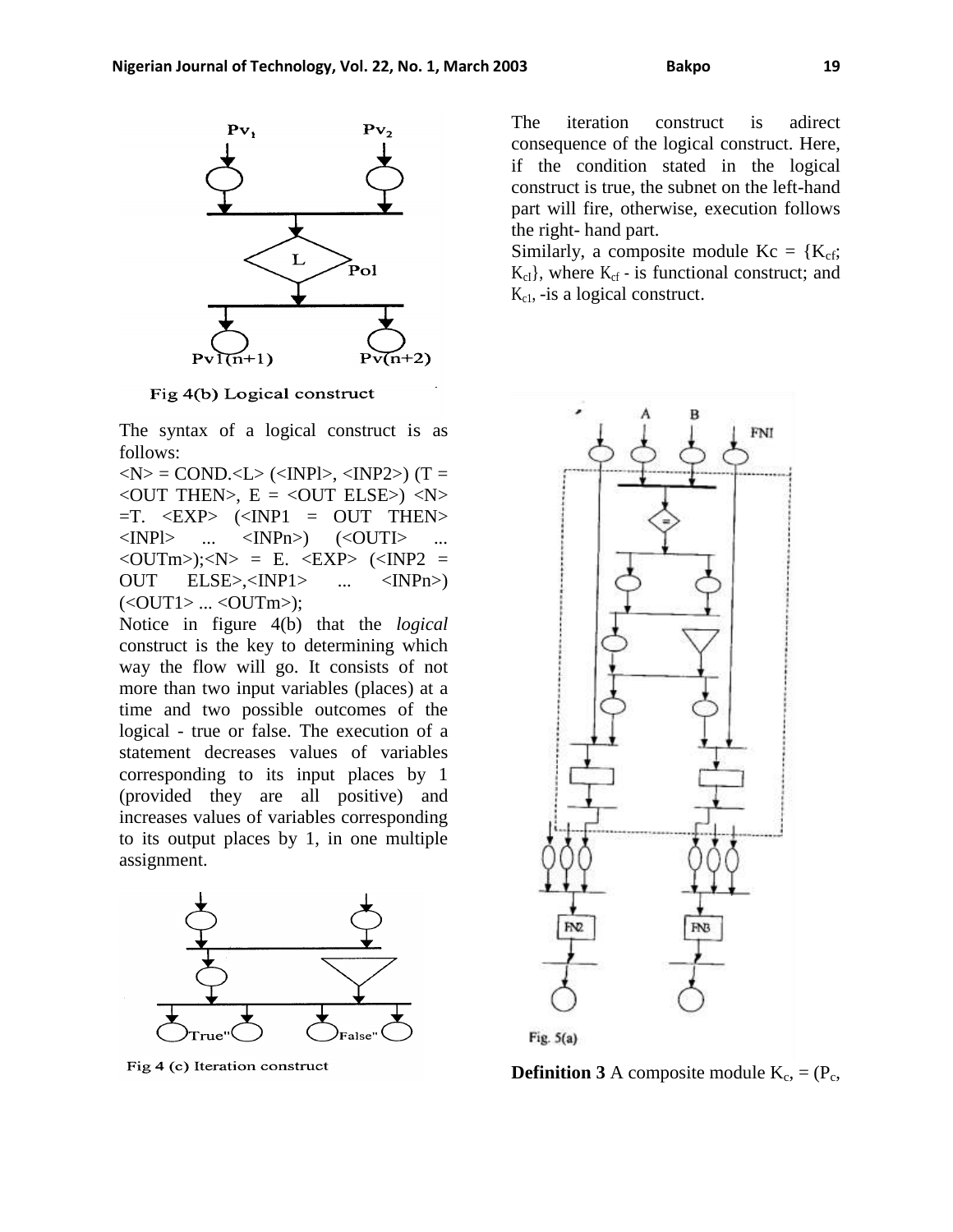Fig 4(b) Logical construct

The syntax of a logical construct is as follows:

<N> = COND.<L> (<INPl>, <INP2>) (T = <OUT THEN>, E = <OUT ELSE>) <N> =T. <EXP> (<INP1 = OUT THEN> <INPl> ... <INPn>) (<OUTI> ... <OUTm>);<N> = E. <EXP> (<INP2 = OUT ELSE>,<INP1> ... <INPn>) (<OUT1> ... <OUTm>);

Notice in figure 4(b) that the *logical* construct is the key to determining which way the flow will go. It consists of not more than two input variables (places) at a time and two possible outcomes of the logical - true or false. The execution of a statement decreases values of variables corresponding to its input places by 1 (provided they are all positive) and increases values of variables corresponding to its output places by 1, in one multiple assignment.

Fig 4 (c) Iteration construct

The iteration construct is adirect consequence of the logical construct. Here, if the condition stated in the logical construct is true, the subnet on the left-hand part will fire, otherwise, execution follows the right- hand part.

Similarly, a composite module Kc = {$K_{cf}$; $K_{cl}$}, where $K_{cf}$ - is functional construct; and $K_{cl}$, -is a logical construct.

Fig. 5(a)

**Definition 3** A composite module $K_c$, = ($P_c$,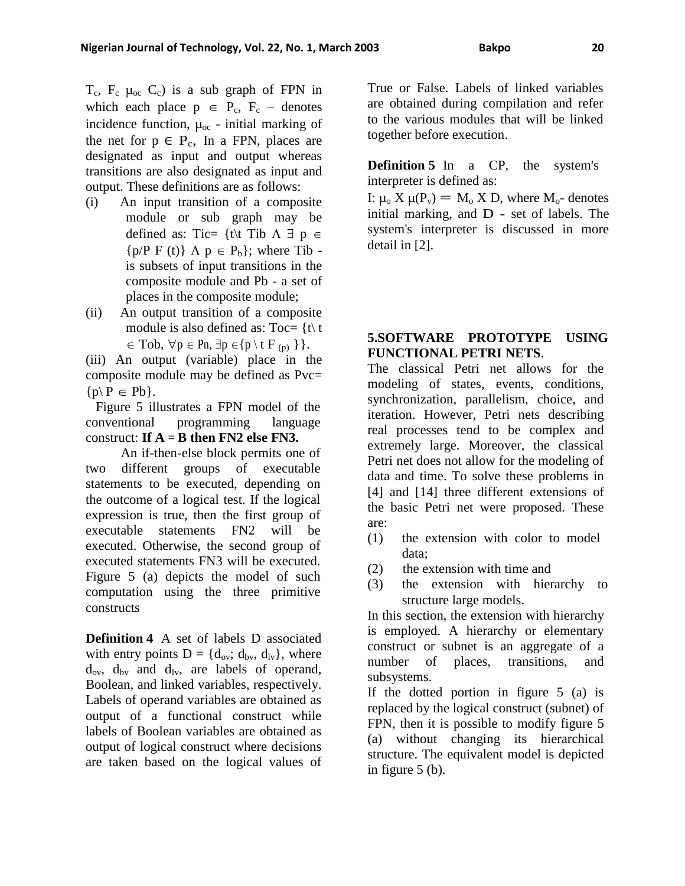$T_c$, $F_c$ $\mu_{oc}$ $C_c$) is a sub graph of FPN in which each place $p \in P_c$, $F_c$ – denotes incidence function, $\mu_{oc}$ - initial marking of the net for $p \in P_c$, In a FPN, places are designated as input and output whereas transitions are also designated as input and output. These definitions are as follows:

(i) An input transition of a composite module or sub graph may be defined as: Tic= $\{t \backslash t\ \text{Tib}\ \Lambda\ \exists\ p \in \{p/P\ F\ (t)\}\ \Lambda\ p \in P_b\}$; where Tib - is subsets of input transitions in the composite module and Pb - a set of places in the composite module;

(ii) An output transition of a composite module is also defined as: Toc= $\{t \backslash t \in \text{Tob}, \forall p \in Pn, \exists p \in \{p \backslash t\ F_{(p)}\}\}$.

(iii) An output (variable) place in the composite module may be defined as Pvc= $\{p \backslash P \in Pb\}$.

Figure 5 illustrates a FPN model of the conventional programming language construct: **If A = B then FN2 else FN3.**

An if-then-else block permits one of two different groups of executable statements to be executed, depending on the outcome of a logical test. If the logical expression is true, then the first group of executable statements FN2 will be executed. Otherwise, the second group of executed statements FN3 will be executed. Figure 5 (a) depicts the model of such computation using the three primitive constructs

**Definition 4** A set of labels D associated with entry points $D = \{d_{ov}; d_{bv}, d_{lv}\}$, where $d_{ov}$, $d_{bv}$ and $d_{lv}$, are labels of operand, Boolean, and linked variables, respectively. Labels of operand variables are obtained as output of a functional construct while labels of Boolean variables are obtained as output of logical construct where decisions are taken based on the logical values of True or False. Labels of linked variables are obtained during compilation and refer to the various modules that will be linked together before execution.

**Definition 5** In a CP, the system's interpreter is defined as:

I: $\mu_o \times \mu(P_v) = M_o \times D$, where $M_o$- denotes initial marking, and D - set of labels. The system's interpreter is discussed in more detail in [2].

## 5.SOFTWARE PROTOTYPE USING FUNCTIONAL PETRI NETS.

The classical Petri net allows for the modeling of states, events, conditions, synchronization, parallelism, choice, and iteration. However, Petri nets describing real processes tend to be complex and extremely large. Moreover, the classical Petri net does not allow for the modeling of data and time. To solve these problems in [4] and [14] three different extensions of the basic Petri net were proposed. These are:

(1) the extension with color to model data;
(2) the extension with time and
(3) the extension with hierarchy to structure large models.

In this section, the extension with hierarchy is employed. A hierarchy or elementary construct or subnet is an aggregate of a number of places, transitions, and subsystems.

If the dotted portion in figure 5 (a) is replaced by the logical construct (subnet) of FPN, then it is possible to modify figure 5 (a) without changing its hierarchical structure. The equivalent model is depicted in figure 5 (b).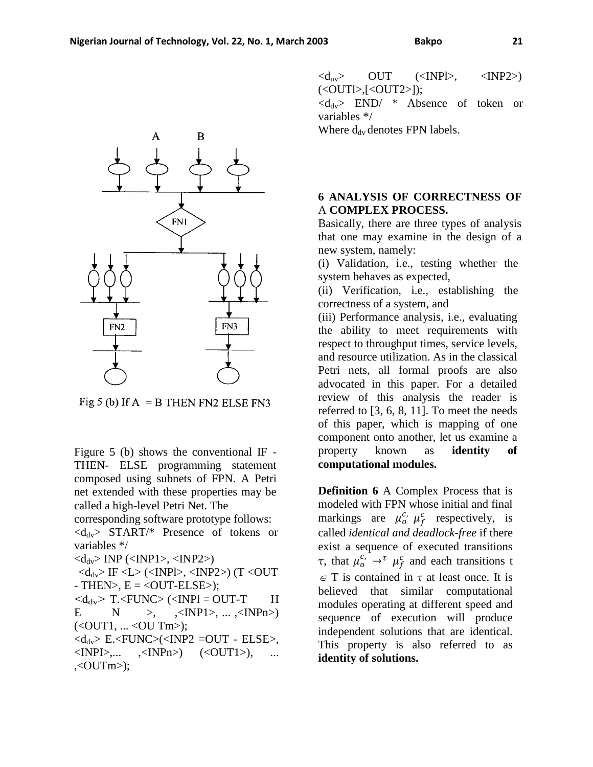Fig 5 (b) If A = B THEN FN2 ELSE FN3

Figure 5 (b) shows the conventional IF - THEN- ELSE programming statement composed using subnets of FPN. A Petri net extended with these properties may be called a high-level Petri Net. The corresponding software prototype follows:

$<d_{dv}>$ START/* Presence of tokens or variables */

$<d_{dv}>$ INP (<INP1>, <INP2>)

$<d_{dv}>$ IF <L> (<INPl>, <INP2>) (T <OUT - THEN>, E = <OUT-ELSE>);

$<d_{dv}>$ T.<FUNC> (<INPl = OUT-T H E N >, ,<INP1>, ... ,<INPn>) (<OUT1, ... <OU Tm>);

$<d_{dv}>$ E.<FUNC>(<INP2 =OUT - ELSE>, <INPI>,... ,<INPn>) (<OUT1>), ... ,<OUTm>);

$<d_{uv}>$ OUT (<INPl>, <INP2>) (<OUTl>,[<OUT2>]);

$<d_{dv}>$ END/ * Absence of token or variables */

Where $d_{dv}$ denotes FPN labels.

## 6 ANALYSIS OF CORRECTNESS OF A COMPLEX PROCESS.

Basically, there are three types of analysis that one may examine in the design of a new system, namely:

(i) Validation, i.e., testing whether the system behaves as expected,

(ii) Verification, i.e., establishing the correctness of a system, and

(iii) Performance analysis, i.e., evaluating the ability to meet requirements with respect to throughput times, service levels, and resource utilization. As in the classical Petri nets, all formal proofs are also advocated in this paper. For a detailed review of this analysis the reader is referred to [3, 6, 8, 11]. To meet the needs of this paper, which is mapping of one component onto another, let us examine a property known as **identity of computational modules.**

**Definition 6** A Complex Process that is modeled with FPN whose initial and final markings are $\mu_o^{c,}$ $\mu_f^c$ respectively, is called *identical and deadlock-free* if there exist a sequence of executed transitions $\tau$, that $\mu_o^{c,} \rightarrow^{\tau} \mu_f^c$ and each transitions t $\in$ T is contained in $\tau$ at least once. It is believed that similar computational modules operating at different speed and sequence of execution will produce independent solutions that are identical. This property is also referred to as **identity of solutions.**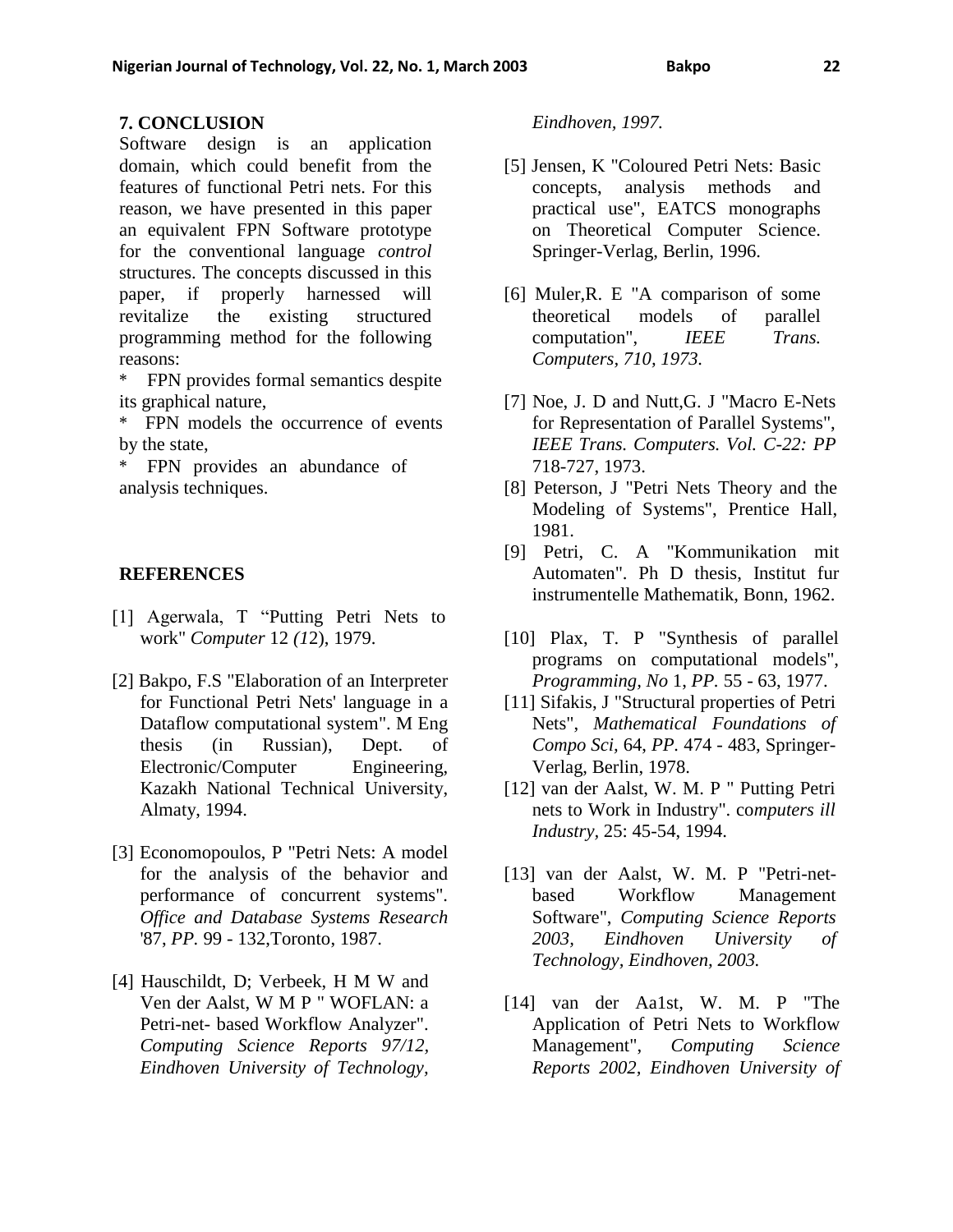## 7. CONCLUSION

Software design is an application domain, which could benefit from the features of functional Petri nets. For this reason, we have presented in this paper an equivalent FPN Software prototype for the conventional language *control* structures. The concepts discussed in this paper, if properly harnessed will revitalize the existing structured programming method for the following reasons:

* FPN provides formal semantics despite its graphical nature,
* FPN models the occurrence of events by the state,
* FPN provides an abundance of analysis techniques.

## REFERENCES

[1] Agerwala, T "Putting Petri Nets to work" *Computer* 12 *(1*2), 1979.

[2] Bakpo, F.S "Elaboration of an Interpreter for Functional Petri Nets' language in a Dataflow computational system". M Eng thesis (in Russian), Dept. of Electronic/Computer Engineering, Kazakh National Technical University, Almaty, 1994.

[3] Economopoulos, P "Petri Nets: A model for the analysis of the behavior and performance of concurrent systems". *Office and Database Systems Research* '87, *PP.* 99 - 132,Toronto, 1987.

[4] Hauschildt, D; Verbeek, H M W and Ven der Aalst, W M P " WOFLAN: a Petri-net- based Workflow Analyzer". *Computing Science Reports 97/12, Eindhoven University of Technology, Eindhoven, 1997.*

[5] Jensen, K "Coloured Petri Nets: Basic concepts, analysis methods and practical use", EATCS monographs on Theoretical Computer Science. Springer-Verlag, Berlin, 1996.

[6] Muler,R. E "A comparison of some theoretical models of parallel computation", *IEEE Trans. Computers, 710, 1973.*

[7] Noe, J. D and Nutt,G. J "Macro E-Nets for Representation of Parallel Systems", *IEEE Trans. Computers. Vol. C-22: PP* 718-727, 1973.

[8] Peterson, J "Petri Nets Theory and the Modeling of Systems", Prentice Hall, 1981.

[9] Petri, C. A "Kommunikation mit Automaten". Ph D thesis, Institut fur instrumentelle Mathematik, Bonn, 1962.

[10] Plax, T. P "Synthesis of parallel programs on computational models", *Programming, No* 1, *PP.* 55 - 63, 1977.

[11] Sifakis, J "Structural properties of Petri Nets", *Mathematical Foundations of Compo Sci*, 64, *PP.* 474 - 483, Springer-Verlag, Berlin, 1978.

[12] van der Aalst, W. M. P " Putting Petri nets to Work in Industry". co*mputers ill Industry*, 25: 45-54, 1994.

[13] van der Aalst, W. M. P "Petri-net-based Workflow Management Software", *Computing Science Reports 2003, Eindhoven University of Technology, Eindhoven, 2003.*

[14] van der Aa1st, W. M. P "The Application of Petri Nets to Workflow Management", *Computing Science Reports 2002, Eindhoven University of*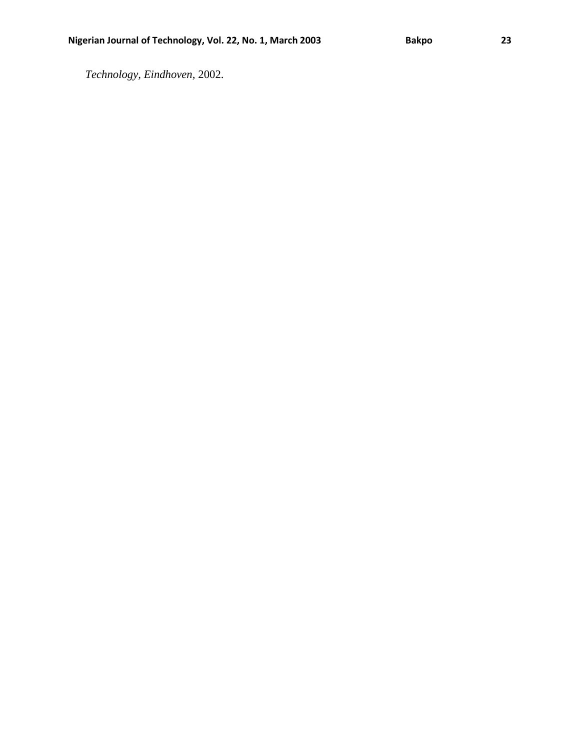*Technology, Eindhoven*, 2002.